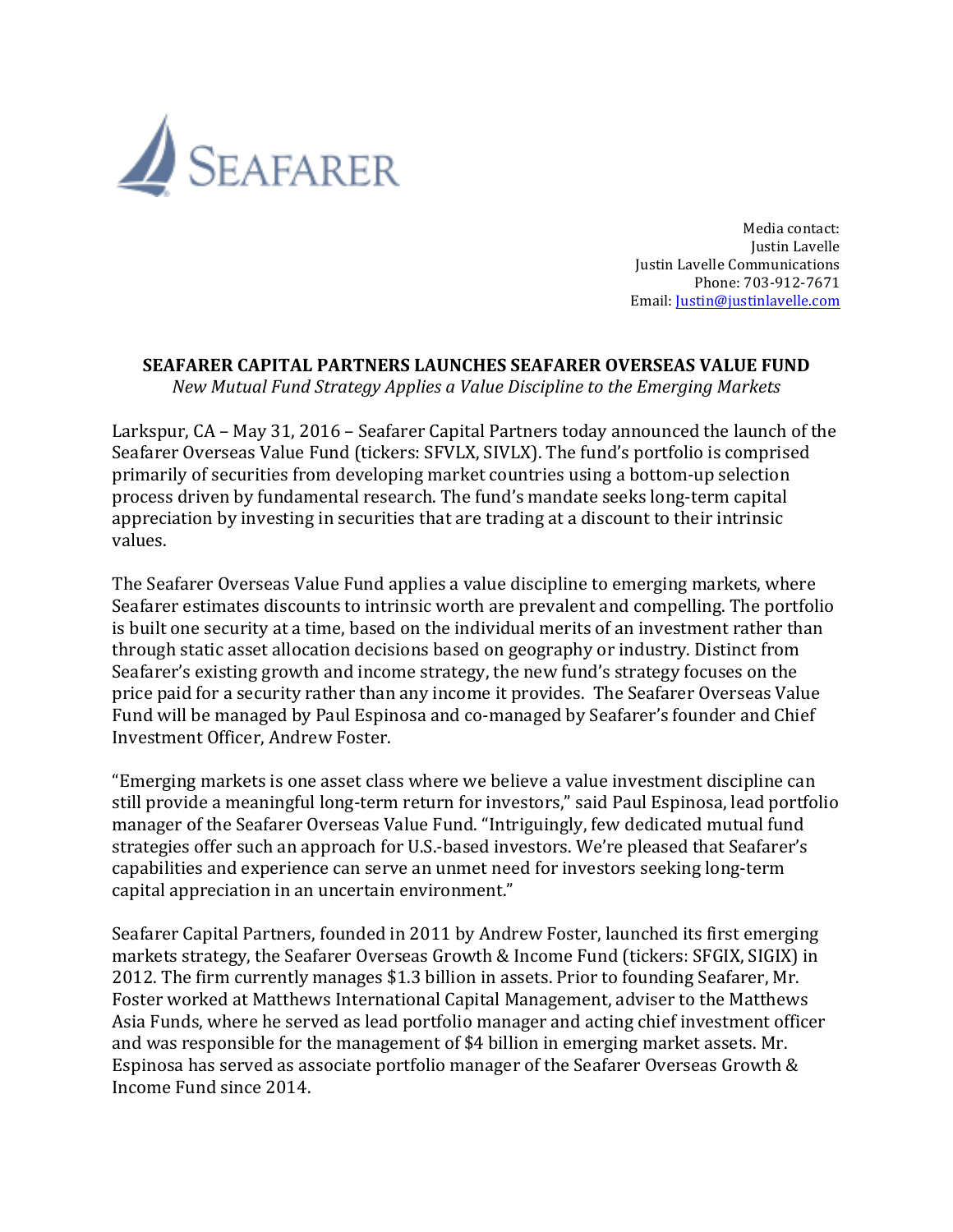SEAFARER

Media contact:
Justin Lavelle
Justin Lavelle Communications
Phone: 703-912-7671
Email: Justin@justinlavelle.com

## SEAFARER CAPITAL PARTNERS LAUNCHES SEAFARER OVERSEAS VALUE FUND

*New Mutual Fund Strategy Applies a Value Discipline to the Emerging Markets*

Larkspur, CA – May 31, 2016 – Seafarer Capital Partners today announced the launch of the Seafarer Overseas Value Fund (tickers: SFVLX, SIVLX). The fund's portfolio is comprised primarily of securities from developing market countries using a bottom-up selection process driven by fundamental research. The fund's mandate seeks long-term capital appreciation by investing in securities that are trading at a discount to their intrinsic values.

The Seafarer Overseas Value Fund applies a value discipline to emerging markets, where Seafarer estimates discounts to intrinsic worth are prevalent and compelling. The portfolio is built one security at a time, based on the individual merits of an investment rather than through static asset allocation decisions based on geography or industry. Distinct from Seafarer's existing growth and income strategy, the new fund's strategy focuses on the price paid for a security rather than any income it provides. The Seafarer Overseas Value Fund will be managed by Paul Espinosa and co-managed by Seafarer's founder and Chief Investment Officer, Andrew Foster.

"Emerging markets is one asset class where we believe a value investment discipline can still provide a meaningful long-term return for investors," said Paul Espinosa, lead portfolio manager of the Seafarer Overseas Value Fund. "Intriguingly, few dedicated mutual fund strategies offer such an approach for U.S.-based investors. We're pleased that Seafarer's capabilities and experience can serve an unmet need for investors seeking long-term capital appreciation in an uncertain environment."

Seafarer Capital Partners, founded in 2011 by Andrew Foster, launched its first emerging markets strategy, the Seafarer Overseas Growth & Income Fund (tickers: SFGIX, SIGIX) in 2012. The firm currently manages $1.3 billion in assets. Prior to founding Seafarer, Mr. Foster worked at Matthews International Capital Management, adviser to the Matthews Asia Funds, where he served as lead portfolio manager and acting chief investment officer and was responsible for the management of $4 billion in emerging market assets. Mr. Espinosa has served as associate portfolio manager of the Seafarer Overseas Growth & Income Fund since 2014.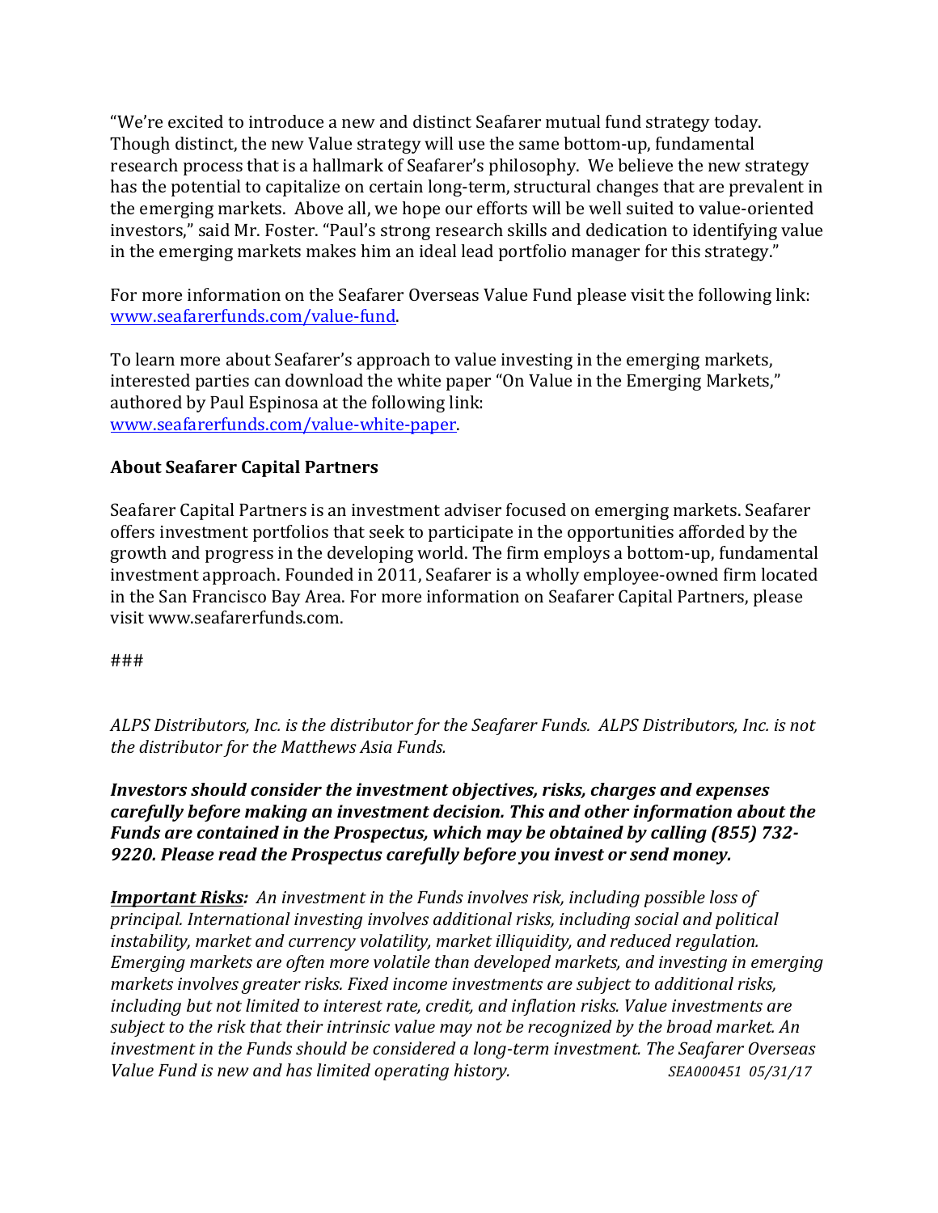"We're excited to introduce a new and distinct Seafarer mutual fund strategy today. Though distinct, the new Value strategy will use the same bottom-up, fundamental research process that is a hallmark of Seafarer's philosophy. We believe the new strategy has the potential to capitalize on certain long-term, structural changes that are prevalent in the emerging markets. Above all, we hope our efforts will be well suited to value-oriented investors," said Mr. Foster. "Paul's strong research skills and dedication to identifying value in the emerging markets makes him an ideal lead portfolio manager for this strategy."

For more information on the Seafarer Overseas Value Fund please visit the following link: [www.seafarerfunds.com/value-fund](www.seafarerfunds.com/value-fund).

To learn more about Seafarer's approach to value investing in the emerging markets, interested parties can download the white paper "On Value in the Emerging Markets," authored by Paul Espinosa at the following link: [www.seafarerfunds.com/value-white-paper](www.seafarerfunds.com/value-white-paper).

## About Seafarer Capital Partners

Seafarer Capital Partners is an investment adviser focused on emerging markets. Seafarer offers investment portfolios that seek to participate in the opportunities afforded by the growth and progress in the developing world. The firm employs a bottom-up, fundamental investment approach. Founded in 2011, Seafarer is a wholly employee-owned firm located in the San Francisco Bay Area. For more information on Seafarer Capital Partners, please visit www.seafarerfunds.com.

###

*ALPS Distributors, Inc. is the distributor for the Seafarer Funds. ALPS Distributors, Inc. is not the distributor for the Matthews Asia Funds.*

***Investors should consider the investment objectives, risks, charges and expenses carefully before making an investment decision. This and other information about the Funds are contained in the Prospectus, which may be obtained by calling (855) 732-9220. Please read the Prospectus carefully before you invest or send money.***

***Important Risks:*** *An investment in the Funds involves risk, including possible loss of principal. International investing involves additional risks, including social and political instability, market and currency volatility, market illiquidity, and reduced regulation. Emerging markets are often more volatile than developed markets, and investing in emerging markets involves greater risks. Fixed income investments are subject to additional risks, including but not limited to interest rate, credit, and inflation risks. Value investments are subject to the risk that their intrinsic value may not be recognized by the broad market. An investment in the Funds should be considered a long-term investment. The Seafarer Overseas Value Fund is new and has limited operating history.* *SEA000451 05/31/17*